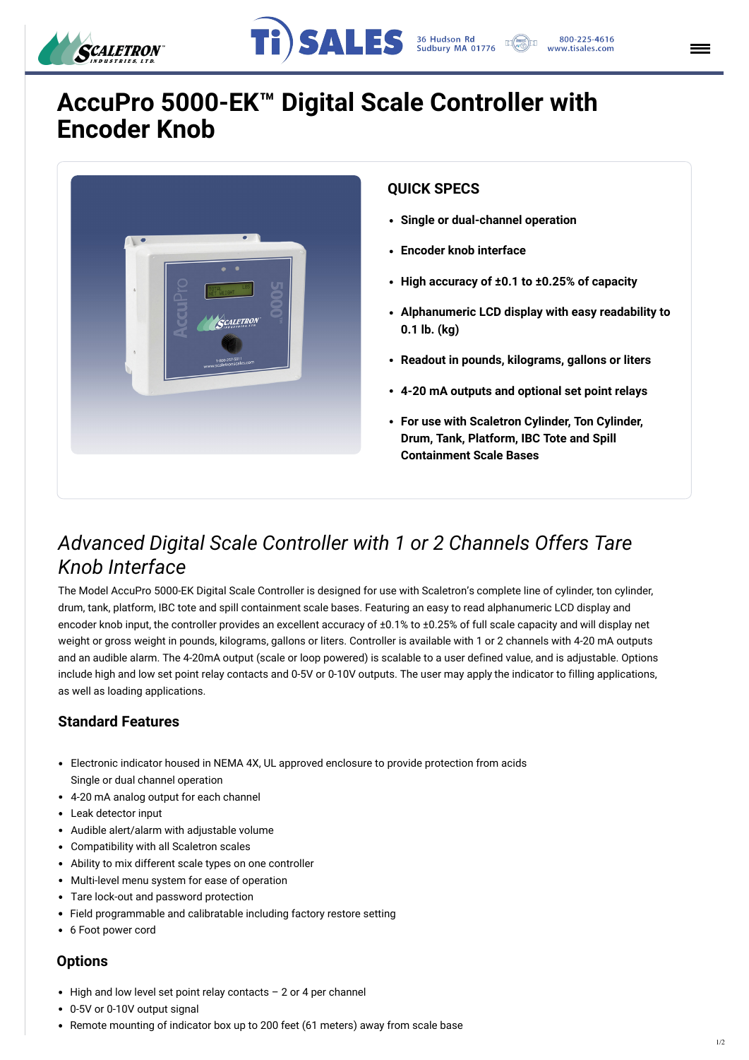# AccuPro 5000-EK™ Digital Scale Controller with Encoder Knob

## QUICK SPECS

- **Single or dual-channel operation**
- **Encoder knob interface**
- **High accuracy of ±0.1 to ±0.25% of capacity**
- **Alphanumeric LCD display with easy readability to 0.1 lb. (kg)**
- **Readout in pounds, kilograms, gallons or liters**
- **4-20 mA outputs and optional set point relays**
- **For use with Scaletron Cylinder, Ton Cylinder, Drum, Tank, Platform, IBC Tote and Spill Containment Scale Bases**

## *Advanced Digital Scale Controller with 1 or 2 Channels Offers Tare Knob Interface*

The Model AccuPro 5000-EK Digital Scale Controller is designed for use with Scaletron's complete line of cylinder, ton cylinder, drum, tank, platform, IBC tote and spill containment scale bases. Featuring an easy to read alphanumeric LCD display and encoder knob input, the controller provides an excellent accuracy of ±0.1% to ±0.25% of full scale capacity and will display net weight or gross weight in pounds, kilograms, gallons or liters. Controller is available with 1 or 2 channels with 4-20 mA outputs and an audible alarm. The 4-20mA output (scale or loop powered) is scalable to a user defined value, and is adjustable. Options include high and low set point relay contacts and 0-5V or 0-10V outputs. The user may apply the indicator to filling applications, as well as loading applications.

### Standard Features

- Electronic indicator housed in NEMA 4X, UL approved enclosure to provide protection from acids
  Single or dual channel operation
- 4-20 mA analog output for each channel
- Leak detector input
- Audible alert/alarm with adjustable volume
- Compatibility with all Scaletron scales
- Ability to mix different scale types on one controller
- Multi-level menu system for ease of operation
- Tare lock-out and password protection
- Field programmable and calibratable including factory restore setting
- 6 Foot power cord

### Options

- High and low level set point relay contacts – 2 or 4 per channel
- 0-5V or 0-10V output signal
- Remote mounting of indicator box up to 200 feet (61 meters) away from scale base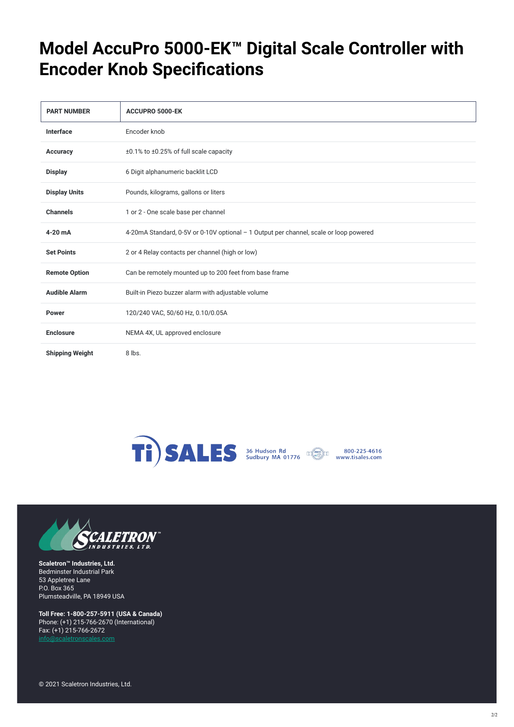# Model AccuPro 5000-EK™ Digital Scale Controller with Encoder Knob Specifications

| PART NUMBER | ACCUPRO 5000-EK |
|---|---|
| **Interface** | Encoder knob |
| **Accuracy** | ±0.1% to ±0.25% of full scale capacity |
| **Display** | 6 Digit alphanumeric backlit LCD |
| **Display Units** | Pounds, kilograms, gallons or liters |
| **Channels** | 1 or 2 - One scale base per channel |
| **4-20 mA** | 4-20mA Standard, 0-5V or 0-10V optional – 1 Output per channel, scale or loop powered |
| **Set Points** | 2 or 4 Relay contacts per channel (high or low) |
| **Remote Option** | Can be remotely mounted up to 200 feet from base frame |
| **Audible Alarm** | Built-in Piezo buzzer alarm with adjustable volume |
| **Power** | 120/240 VAC, 50/60 Hz, 0.10/0.05A |
| **Enclosure** | NEMA 4X, UL approved enclosure |
| **Shipping Weight** | 8 lbs. |

Ti SALES 36 Hudson Rd Sudbury MA 01776 800-225-4616 www.tisales.com

SCALETRON™ INDUSTRIES, LTD.

**Scaletron™ Industries, Ltd.**
Bedminster Industrial Park
53 Appletree Lane
P.O. Box 365
Plumsteadville, PA 18949 USA

**Toll Free: 1-800-257-5911 (USA & Canada)**
Phone: (+1) 215-766-2670 (International)
Fax: (+1) 215-766-2672
info@scaletronscales.com

© 2021 Scaletron Industries, Ltd.